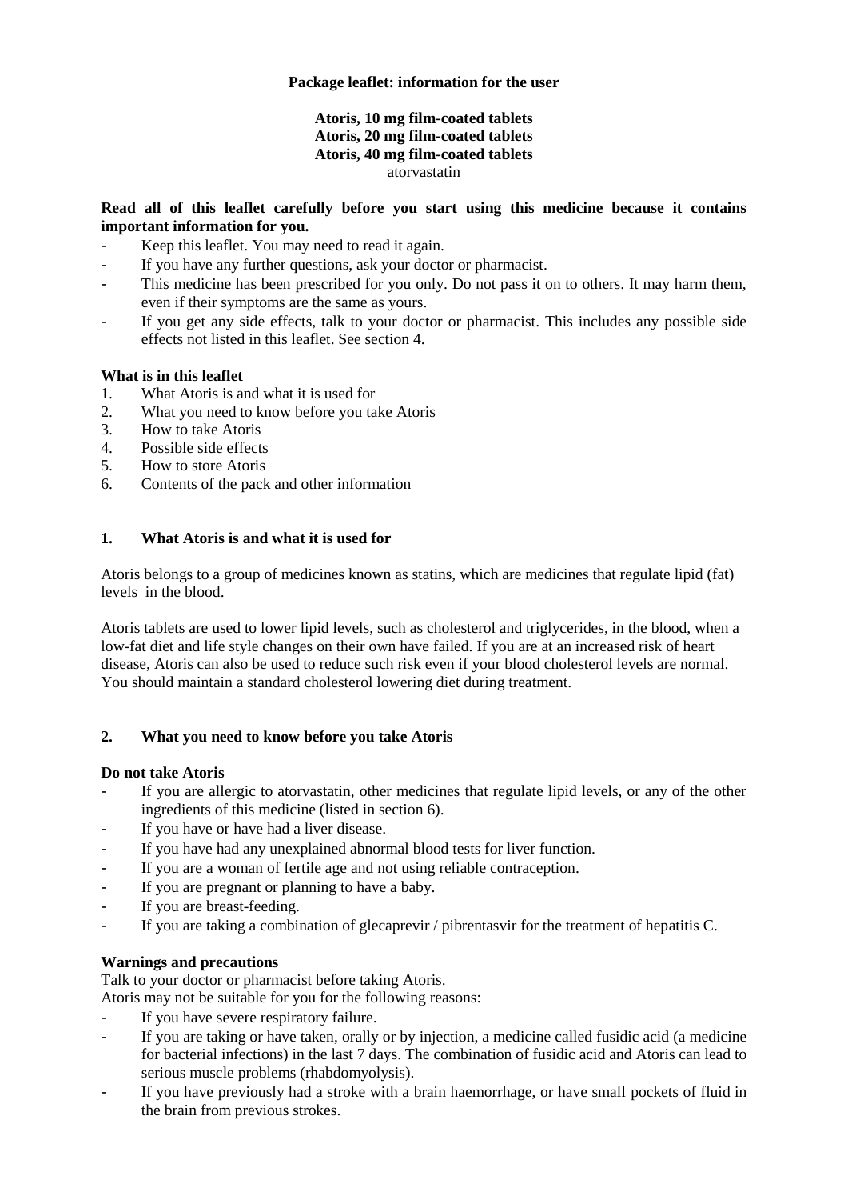**Package leaflet: information for the user**

**Atoris, 10 mg film-coated tablets**
**Atoris, 20 mg film-coated tablets**
**Atoris, 40 mg film-coated tablets**
atorvastatin

**Read all of this leaflet carefully before you start using this medicine because it contains important information for you.**

- Keep this leaflet. You may need to read it again.
- If you have any further questions, ask your doctor or pharmacist.
- This medicine has been prescribed for you only. Do not pass it on to others. It may harm them, even if their symptoms are the same as yours.
- If you get any side effects, talk to your doctor or pharmacist. This includes any possible side effects not listed in this leaflet. See section 4.

**What is in this leaflet**

1. What Atoris is and what it is used for
2. What you need to know before you take Atoris
3. How to take Atoris
4. Possible side effects
5. How to store Atoris
6. Contents of the pack and other information

## 1. What Atoris is and what it is used for

Atoris belongs to a group of medicines known as statins, which are medicines that regulate lipid (fat) levels in the blood.

Atoris tablets are used to lower lipid levels, such as cholesterol and triglycerides, in the blood, when a low-fat diet and life style changes on their own have failed. If you are at an increased risk of heart disease, Atoris can also be used to reduce such risk even if your blood cholesterol levels are normal. You should maintain a standard cholesterol lowering diet during treatment.

## 2. What you need to know before you take Atoris

**Do not take Atoris**

- If you are allergic to atorvastatin, other medicines that regulate lipid levels, or any of the other ingredients of this medicine (listed in section 6).
- If you have or have had a liver disease.
- If you have had any unexplained abnormal blood tests for liver function.
- If you are a woman of fertile age and not using reliable contraception.
- If you are pregnant or planning to have a baby.
- If you are breast-feeding.
- If you are taking a combination of glecaprevir / pibrentasvir for the treatment of hepatitis C.

**Warnings and precautions**

Talk to your doctor or pharmacist before taking Atoris.
Atoris may not be suitable for you for the following reasons:

- If you have severe respiratory failure.
- If you are taking or have taken, orally or by injection, a medicine called fusidic acid (a medicine for bacterial infections) in the last 7 days. The combination of fusidic acid and Atoris can lead to serious muscle problems (rhabdomyolysis).
- If you have previously had a stroke with a brain haemorrhage, or have small pockets of fluid in the brain from previous strokes.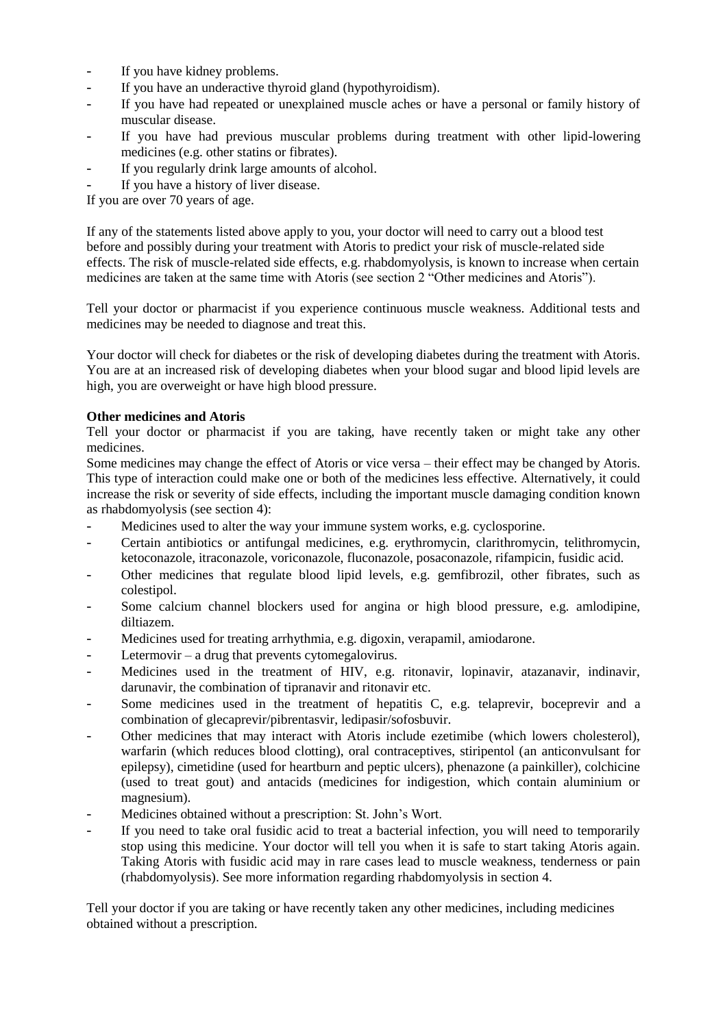- If you have kidney problems.
- If you have an underactive thyroid gland (hypothyroidism).
- If you have had repeated or unexplained muscle aches or have a personal or family history of muscular disease.
- If you have had previous muscular problems during treatment with other lipid-lowering medicines (e.g. other statins or fibrates).
- If you regularly drink large amounts of alcohol.
- If you have a history of liver disease.

If you are over 70 years of age.

If any of the statements listed above apply to you, your doctor will need to carry out a blood test before and possibly during your treatment with Atoris to predict your risk of muscle-related side effects. The risk of muscle-related side effects, e.g. rhabdomyolysis, is known to increase when certain medicines are taken at the same time with Atoris (see section 2 "Other medicines and Atoris").

Tell your doctor or pharmacist if you experience continuous muscle weakness. Additional tests and medicines may be needed to diagnose and treat this.

Your doctor will check for diabetes or the risk of developing diabetes during the treatment with Atoris. You are at an increased risk of developing diabetes when your blood sugar and blood lipid levels are high, you are overweight or have high blood pressure.

**Other medicines and Atoris**

Tell your doctor or pharmacist if you are taking, have recently taken or might take any other medicines.

Some medicines may change the effect of Atoris or vice versa – their effect may be changed by Atoris. This type of interaction could make one or both of the medicines less effective. Alternatively, it could increase the risk or severity of side effects, including the important muscle damaging condition known as rhabdomyolysis (see section 4):

- Medicines used to alter the way your immune system works, e.g. cyclosporine.
- Certain antibiotics or antifungal medicines, e.g. erythromycin, clarithromycin, telithromycin, ketoconazole, itraconazole, voriconazole, fluconazole, posaconazole, rifampicin, fusidic acid.
- Other medicines that regulate blood lipid levels, e.g. gemfibrozil, other fibrates, such as colestipol.
- Some calcium channel blockers used for angina or high blood pressure, e.g. amlodipine, diltiazem.
- Medicines used for treating arrhythmia, e.g. digoxin, verapamil, amiodarone.
- Letermovir – a drug that prevents cytomegalovirus.
- Medicines used in the treatment of HIV, e.g. ritonavir, lopinavir, atazanavir, indinavir, darunavir, the combination of tipranavir and ritonavir etc.
- Some medicines used in the treatment of hepatitis C, e.g. telaprevir, boceprevir and a combination of glecaprevir/pibrentasvir, ledipasir/sofosbuvir.
- Other medicines that may interact with Atoris include ezetimibe (which lowers cholesterol), warfarin (which reduces blood clotting), oral contraceptives, stiripentol (an anticonvulsant for epilepsy), cimetidine (used for heartburn and peptic ulcers), phenazone (a painkiller), colchicine (used to treat gout) and antacids (medicines for indigestion, which contain aluminium or magnesium).
- Medicines obtained without a prescription: St. John's Wort.
- If you need to take oral fusidic acid to treat a bacterial infection, you will need to temporarily stop using this medicine. Your doctor will tell you when it is safe to start taking Atoris again. Taking Atoris with fusidic acid may in rare cases lead to muscle weakness, tenderness or pain (rhabdomyolysis). See more information regarding rhabdomyolysis in section 4.

Tell your doctor if you are taking or have recently taken any other medicines, including medicines obtained without a prescription.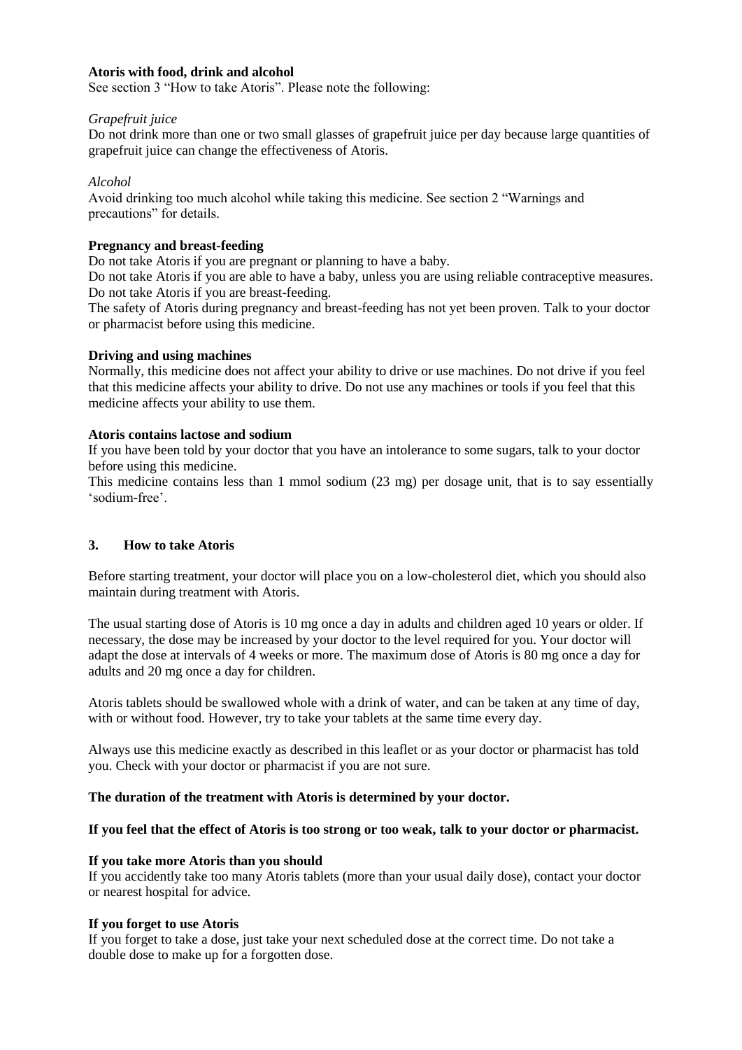**Atoris with food, drink and alcohol**
See section 3 "How to take Atoris". Please note the following:

*Grapefruit juice*
Do not drink more than one or two small glasses of grapefruit juice per day because large quantities of grapefruit juice can change the effectiveness of Atoris.

*Alcohol*
Avoid drinking too much alcohol while taking this medicine. See section 2 "Warnings and precautions" for details.

**Pregnancy and breast-feeding**
Do not take Atoris if you are pregnant or planning to have a baby.
Do not take Atoris if you are able to have a baby, unless you are using reliable contraceptive measures.
Do not take Atoris if you are breast-feeding.
The safety of Atoris during pregnancy and breast-feeding has not yet been proven. Talk to your doctor or pharmacist before using this medicine.

**Driving and using machines**
Normally, this medicine does not affect your ability to drive or use machines. Do not drive if you feel that this medicine affects your ability to drive. Do not use any machines or tools if you feel that this medicine affects your ability to use them.

**Atoris contains lactose and sodium**
If you have been told by your doctor that you have an intolerance to some sugars, talk to your doctor before using this medicine.
This medicine contains less than 1 mmol sodium (23 mg) per dosage unit, that is to say essentially 'sodium-free'.

## 3. How to take Atoris

Before starting treatment, your doctor will place you on a low-cholesterol diet, which you should also maintain during treatment with Atoris.

The usual starting dose of Atoris is 10 mg once a day in adults and children aged 10 years or older. If necessary, the dose may be increased by your doctor to the level required for you. Your doctor will adapt the dose at intervals of 4 weeks or more. The maximum dose of Atoris is 80 mg once a day for adults and 20 mg once a day for children.

Atoris tablets should be swallowed whole with a drink of water, and can be taken at any time of day, with or without food. However, try to take your tablets at the same time every day.

Always use this medicine exactly as described in this leaflet or as your doctor or pharmacist has told you. Check with your doctor or pharmacist if you are not sure.

**The duration of the treatment with Atoris is determined by your doctor.**

**If you feel that the effect of Atoris is too strong or too weak, talk to your doctor or pharmacist.**

**If you take more Atoris than you should**
If you accidently take too many Atoris tablets (more than your usual daily dose), contact your doctor or nearest hospital for advice.

**If you forget to use Atoris**
If you forget to take a dose, just take your next scheduled dose at the correct time. Do not take a double dose to make up for a forgotten dose.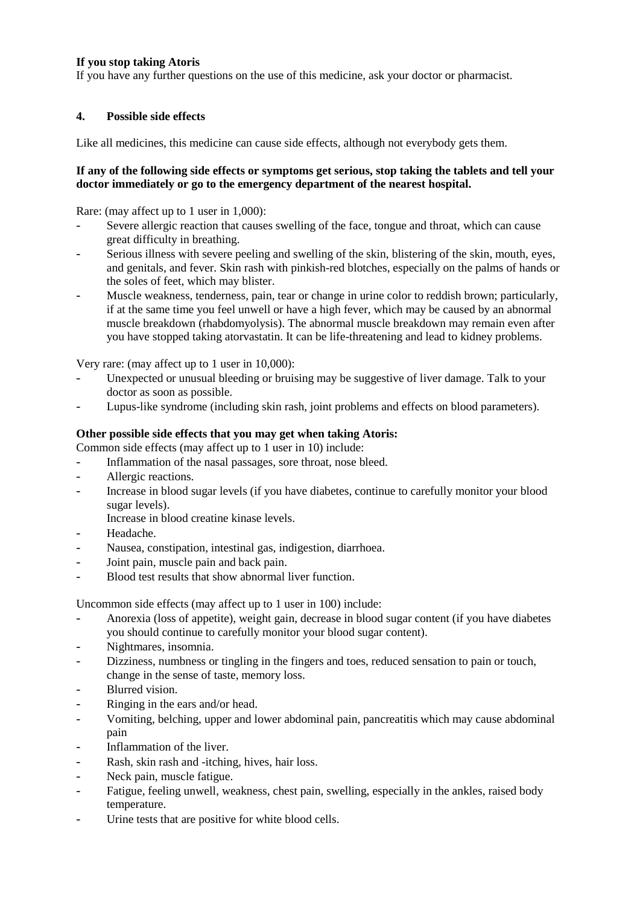**If you stop taking Atoris**

If you have any further questions on the use of this medicine, ask your doctor or pharmacist.

## 4. Possible side effects

Like all medicines, this medicine can cause side effects, although not everybody gets them.

**If any of the following side effects or symptoms get serious, stop taking the tablets and tell your doctor immediately or go to the emergency department of the nearest hospital.**

Rare: (may affect up to 1 user in 1,000):

- Severe allergic reaction that causes swelling of the face, tongue and throat, which can cause great difficulty in breathing.
- Serious illness with severe peeling and swelling of the skin, blistering of the skin, mouth, eyes, and genitals, and fever. Skin rash with pinkish-red blotches, especially on the palms of hands or the soles of feet, which may blister.
- Muscle weakness, tenderness, pain, tear or change in urine color to reddish brown; particularly, if at the same time you feel unwell or have a high fever, which may be caused by an abnormal muscle breakdown (rhabdomyolysis). The abnormal muscle breakdown may remain even after you have stopped taking atorvastatin. It can be life-threatening and lead to kidney problems.

Very rare: (may affect up to 1 user in 10,000):

- Unexpected or unusual bleeding or bruising may be suggestive of liver damage. Talk to your doctor as soon as possible.
- Lupus-like syndrome (including skin rash, joint problems and effects on blood parameters).

**Other possible side effects that you may get when taking Atoris:**

Common side effects (may affect up to 1 user in 10) include:

- Inflammation of the nasal passages, sore throat, nose bleed.
- Allergic reactions.
- Increase in blood sugar levels (if you have diabetes, continue to carefully monitor your blood sugar levels).
  Increase in blood creatine kinase levels.
- Headache.
- Nausea, constipation, intestinal gas, indigestion, diarrhoea.
- Joint pain, muscle pain and back pain.
- Blood test results that show abnormal liver function.

Uncommon side effects (may affect up to 1 user in 100) include:

- Anorexia (loss of appetite), weight gain, decrease in blood sugar content (if you have diabetes you should continue to carefully monitor your blood sugar content).
- Nightmares, insomnia.
- Dizziness, numbness or tingling in the fingers and toes, reduced sensation to pain or touch, change in the sense of taste, memory loss.
- Blurred vision.
- Ringing in the ears and/or head.
- Vomiting, belching, upper and lower abdominal pain, pancreatitis which may cause abdominal pain
- Inflammation of the liver.
- Rash, skin rash and -itching, hives, hair loss.
- Neck pain, muscle fatigue.
- Fatigue, feeling unwell, weakness, chest pain, swelling, especially in the ankles, raised body temperature.
- Urine tests that are positive for white blood cells.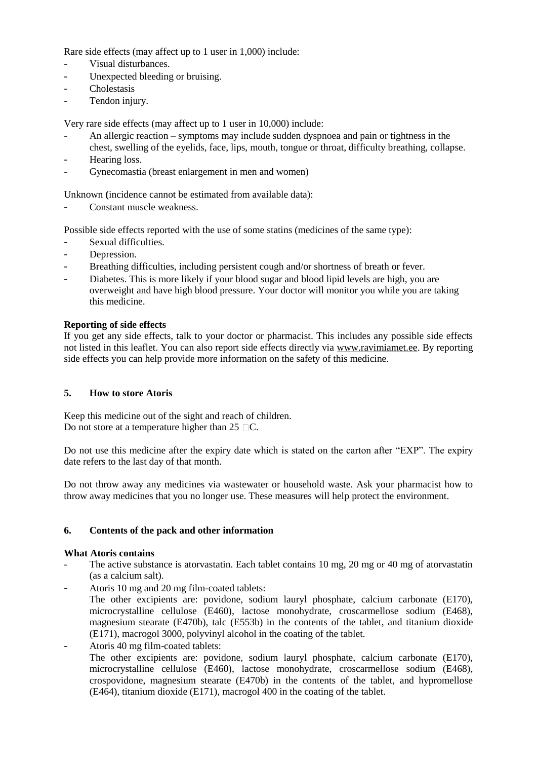Rare side effects (may affect up to 1 user in 1,000) include:

- Visual disturbances.
- Unexpected bleeding or bruising.
- Cholestasis
- Tendon injury.

Very rare side effects (may affect up to 1 user in 10,000) include:

- An allergic reaction – symptoms may include sudden dyspnoea and pain or tightness in the chest, swelling of the eyelids, face, lips, mouth, tongue or throat, difficulty breathing, collapse.
- Hearing loss.
- Gynecomastia (breast enlargement in men and women)

Unknown **(**incidence cannot be estimated from available data):

- Constant muscle weakness.

Possible side effects reported with the use of some statins (medicines of the same type):

- Sexual difficulties.
- Depression.
- Breathing difficulties, including persistent cough and/or shortness of breath or fever.
- Diabetes. This is more likely if your blood sugar and blood lipid levels are high, you are overweight and have high blood pressure. Your doctor will monitor you while you are taking this medicine.

**Reporting of side effects**

If you get any side effects, talk to your doctor or pharmacist. This includes any possible side effects not listed in this leaflet. You can also report side effects directly via www.ravimiamet.ee. By reporting side effects you can help provide more information on the safety of this medicine.

## 5. How to store Atoris

Keep this medicine out of the sight and reach of children.
Do not store at a temperature higher than 25 °C.

Do not use this medicine after the expiry date which is stated on the carton after "EXP". The expiry date refers to the last day of that month.

Do not throw away any medicines via wastewater or household waste. Ask your pharmacist how to throw away medicines that you no longer use. These measures will help protect the environment.

## 6. Contents of the pack and other information

**What Atoris contains**

- The active substance is atorvastatin. Each tablet contains 10 mg, 20 mg or 40 mg of atorvastatin (as a calcium salt).
- Atoris 10 mg and 20 mg film-coated tablets:
  The other excipients are: povidone, sodium lauryl phosphate, calcium carbonate (E170), microcrystalline cellulose (E460), lactose monohydrate, croscarmellose sodium (E468), magnesium stearate (E470b), talc (E553b) in the contents of the tablet, and titanium dioxide (E171), macrogol 3000, polyvinyl alcohol in the coating of the tablet.
- Atoris 40 mg film-coated tablets:
  The other excipients are: povidone, sodium lauryl phosphate, calcium carbonate (E170), microcrystalline cellulose (E460), lactose monohydrate, croscarmellose sodium (E468), crospovidone, magnesium stearate (E470b) in the contents of the tablet, and hypromellose (E464), titanium dioxide (E171), macrogol 400 in the coating of the tablet.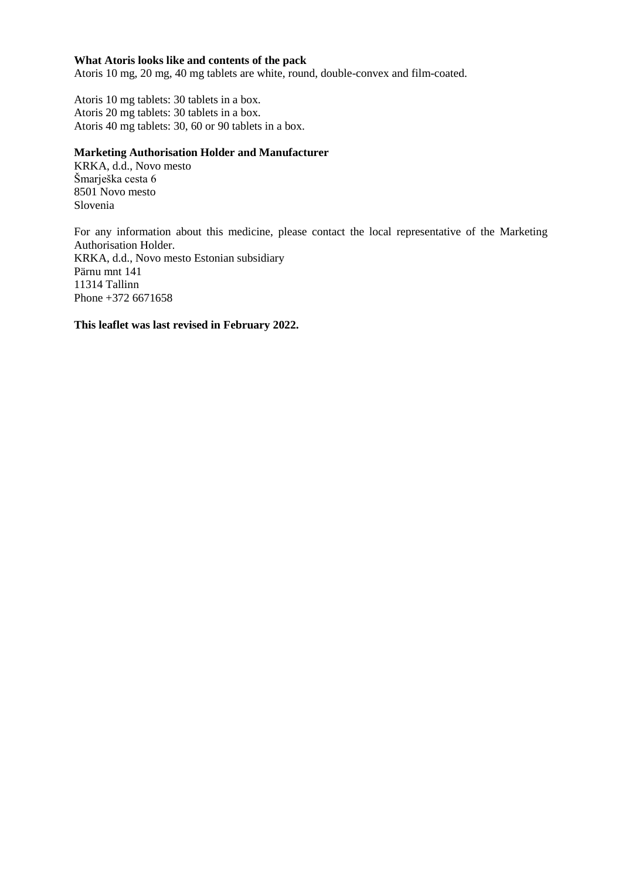**What Atoris looks like and contents of the pack**
Atoris 10 mg, 20 mg, 40 mg tablets are white, round, double-convex and film-coated.

Atoris 10 mg tablets: 30 tablets in a box.
Atoris 20 mg tablets: 30 tablets in a box.
Atoris 40 mg tablets: 30, 60 or 90 tablets in a box.

**Marketing Authorisation Holder and Manufacturer**
KRKA, d.d., Novo mesto
Šmarješka cesta 6
8501 Novo mesto
Slovenia

For any information about this medicine, please contact the local representative of the Marketing Authorisation Holder.
KRKA, d.d., Novo mesto Estonian subsidiary
Pärnu mnt 141
11314 Tallinn
Phone +372 6671658

**This leaflet was last revised in February 2022.**